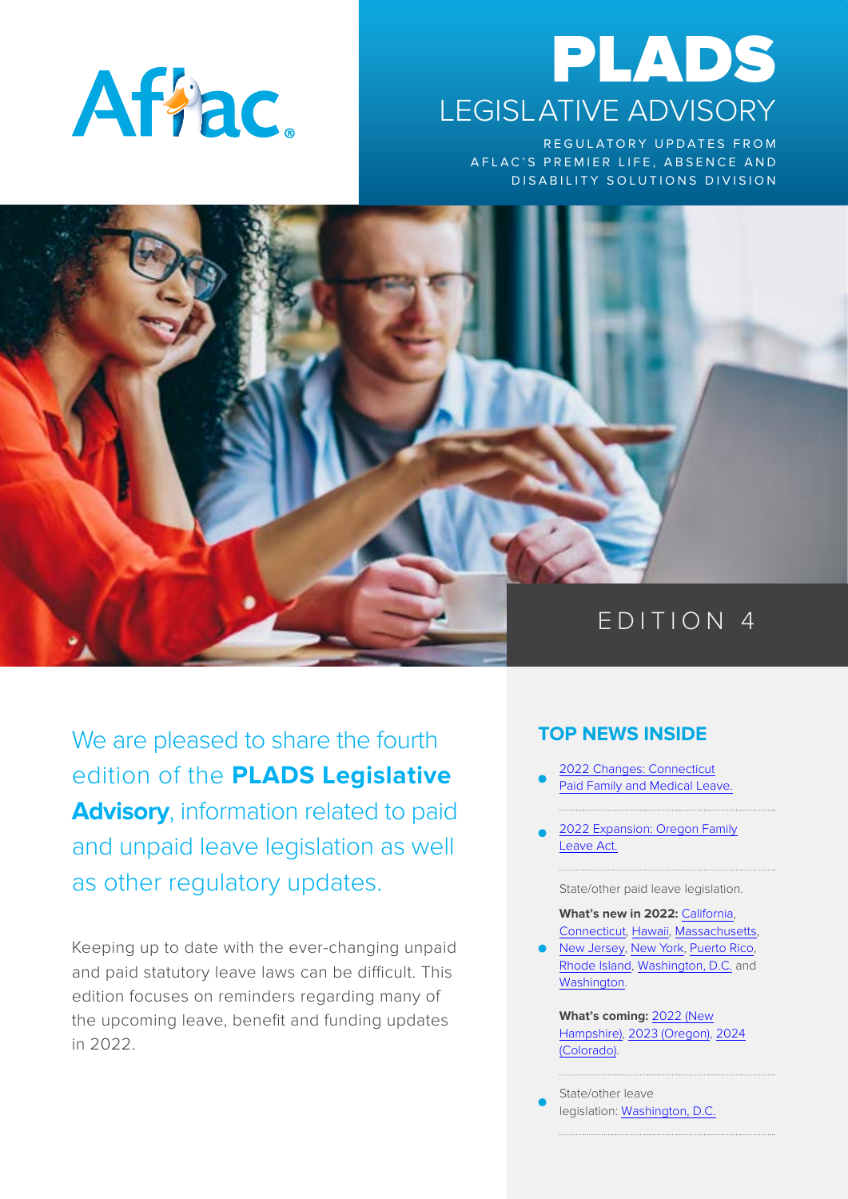Aflac.

# PLADS

## LEGISLATIVE ADVISORY

REGULATORY UPDATES FROM AFLAC'S PREMIER LIFE, ABSENCE AND DISABILITY SOLUTIONS DIVISION

EDITION 4

We are pleased to share the fourth edition of the **PLADS Legislative Advisory**, information related to paid and unpaid leave legislation as well as other regulatory updates.

Keeping up to date with the ever-changing unpaid and paid statutory leave laws can be difficult. This edition focuses on reminders regarding many of the upcoming leave, benefit and funding updates in 2022.

### TOP NEWS INSIDE

- 2022 Changes: Connecticut Paid Family and Medical Leave.
- 2022 Expansion: Oregon Family Leave Act.
- State/other paid leave legislation.

  **What's new in 2022:** California, Connecticut, Hawaii, Massachusetts, New Jersey, New York, Puerto Rico, Rhode Island, Washington, D.C. and Washington.

  **What's coming:** 2022 (New Hampshire), 2023 (Oregon), 2024 (Colorado).
- State/other leave legislation: Washington, D.C.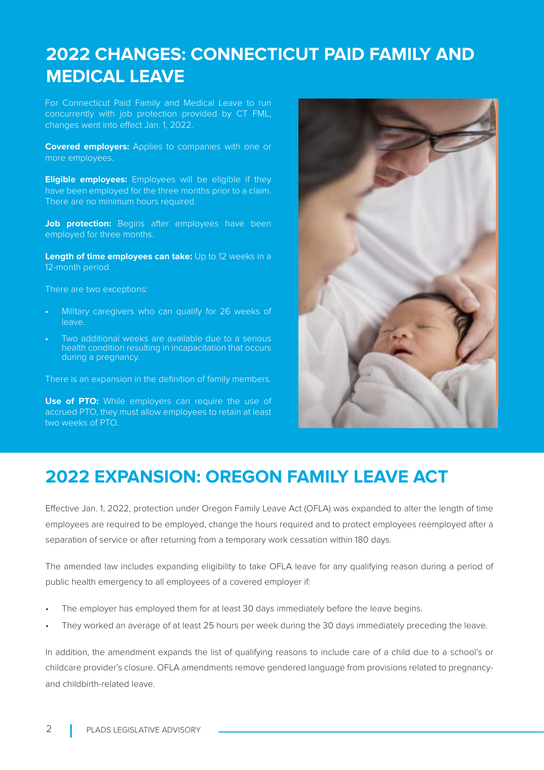# 2022 CHANGES: CONNECTICUT PAID FAMILY AND MEDICAL LEAVE

For Connecticut Paid Family and Medical Leave to run concurrently with job protection provided by CT FML, changes went into effect Jan. 1, 2022.

**Covered employers:** Applies to companies with one or more employees.

**Eligible employees:** Employees will be eligible if they have been employed for the three months prior to a claim. There are no minimum hours required.

**Job protection:** Begins after employees have been employed for three months.

**Length of time employees can take:** Up to 12 weeks in a 12-month period.

There are two exceptions:

- Military caregivers who can qualify for 26 weeks of leave.
- Two additional weeks are available due to a serious health condition resulting in incapacitation that occurs during a pregnancy.

There is an expansion in the definition of family members.

**Use of PTO:** While employers can require the use of accrued PTO, they must allow employees to retain at least two weeks of PTO.

# 2022 EXPANSION: OREGON FAMILY LEAVE ACT

Effective Jan. 1, 2022, protection under Oregon Family Leave Act (OFLA) was expanded to alter the length of time employees are required to be employed, change the hours required and to protect employees reemployed after a separation of service or after returning from a temporary work cessation within 180 days.

The amended law includes expanding eligibility to take OFLA leave for any qualifying reason during a period of public health emergency to all employees of a covered employer if:

- The employer has employed them for at least 30 days immediately before the leave begins.
- They worked an average of at least 25 hours per week during the 30 days immediately preceding the leave.

In addition, the amendment expands the list of qualifying reasons to include care of a child due to a school's or childcare provider's closure. OFLA amendments remove gendered language from provisions related to pregnancy- and childbirth-related leave.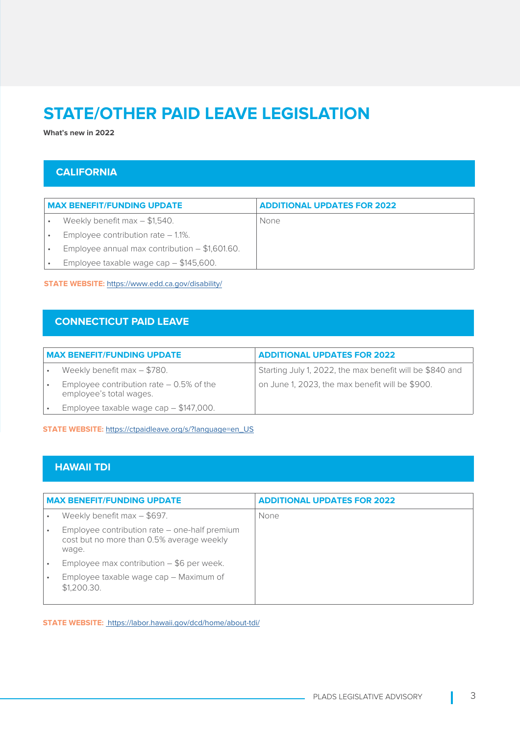# STATE/OTHER PAID LEAVE LEGISLATION

**What's new in 2022**

## CALIFORNIA

| MAX BENEFIT/FUNDING UPDATE | ADDITIONAL UPDATES FOR 2022 |
|---|---|
| • Weekly benefit max – $1,540.<br>• Employee contribution rate – 1.1%.<br>• Employee annual max contribution – $1,601.60.<br>• Employee taxable wage cap – $145,600. | None |

**STATE WEBSITE:** https://www.edd.ca.gov/disability/

## CONNECTICUT PAID LEAVE

| MAX BENEFIT/FUNDING UPDATE | ADDITIONAL UPDATES FOR 2022 |
|---|---|
| • Weekly benefit max – $780.<br>• Employee contribution rate – 0.5% of the employee's total wages.<br>• Employee taxable wage cap – $147,000. | Starting July 1, 2022, the max benefit will be $840 and on June 1, 2023, the max benefit will be $900. |

**STATE WEBSITE:** https://ctpaidleave.org/s/?language=en_US

## HAWAII TDI

| MAX BENEFIT/FUNDING UPDATE | ADDITIONAL UPDATES FOR 2022 |
|---|---|
| • Weekly benefit max – $697.<br>• Employee contribution rate – one-half premium cost but no more than 0.5% average weekly wage.<br>• Employee max contribution – $6 per week.<br>• Employee taxable wage cap – Maximum of $1,200.30. | None |

**STATE WEBSITE:** https://labor.hawaii.gov/dcd/home/about-tdi/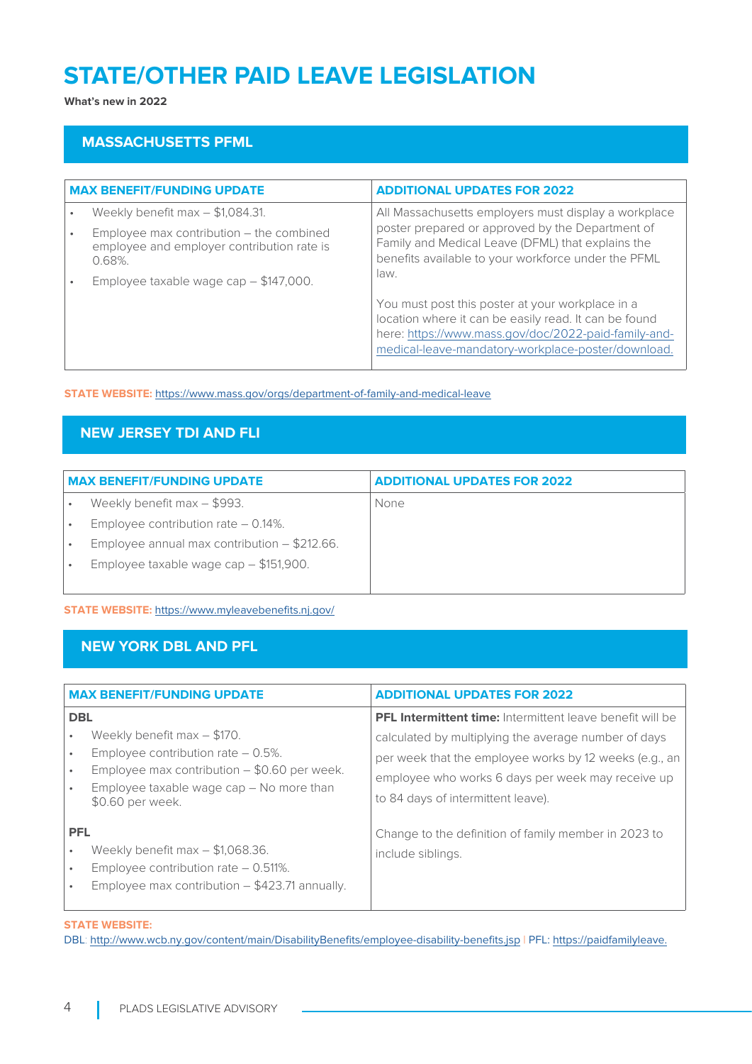# STATE/OTHER PAID LEAVE LEGISLATION

**What's new in 2022**

## MASSACHUSETTS PFML

| MAX BENEFIT/FUNDING UPDATE | ADDITIONAL UPDATES FOR 2022 |
|---|---|
| • Weekly benefit max – $1,084.31.<br>• Employee max contribution – the combined employee and employer contribution rate is 0.68%.<br>• Employee taxable wage cap – $147,000. | All Massachusetts employers must display a workplace poster prepared or approved by the Department of Family and Medical Leave (DFML) that explains the benefits available to your workforce under the PFML law.<br><br>You must post this poster at your workplace in a location where it can be easily read. It can be found here: https://www.mass.gov/doc/2022-paid-family-and-medical-leave-mandatory-workplace-poster/download. |

**STATE WEBSITE:** https://www.mass.gov/orgs/department-of-family-and-medical-leave

## NEW JERSEY TDI AND FLI

| MAX BENEFIT/FUNDING UPDATE | ADDITIONAL UPDATES FOR 2022 |
|---|---|
| • Weekly benefit max – $993.<br>• Employee contribution rate – 0.14%.<br>• Employee annual max contribution – $212.66.<br>• Employee taxable wage cap – $151,900. | None |

**STATE WEBSITE:** https://www.myleavebenefits.nj.gov/

## NEW YORK DBL AND PFL

| MAX BENEFIT/FUNDING UPDATE | ADDITIONAL UPDATES FOR 2022 |
|---|---|
| **DBL**<br>• Weekly benefit max – $170.<br>• Employee contribution rate – 0.5%.<br>• Employee max contribution – $0.60 per week.<br>• Employee taxable wage cap – No more than $0.60 per week.<br><br>**PFL**<br>• Weekly benefit max – $1,068.36.<br>• Employee contribution rate – 0.511%.<br>• Employee max contribution – $423.71 annually. | **PFL Intermittent time:** Intermittent leave benefit will be calculated by multiplying the average number of days per week that the employee works by 12 weeks (e.g., an employee who works 6 days per week may receive up to 84 days of intermittent leave).<br><br>Change to the definition of family member in 2023 to include siblings. |

**STATE WEBSITE:**
DBL: http://www.wcb.ny.gov/content/main/DisabilityBenefits/employee-disability-benefits.jsp | PFL: https://paidfamilyleave.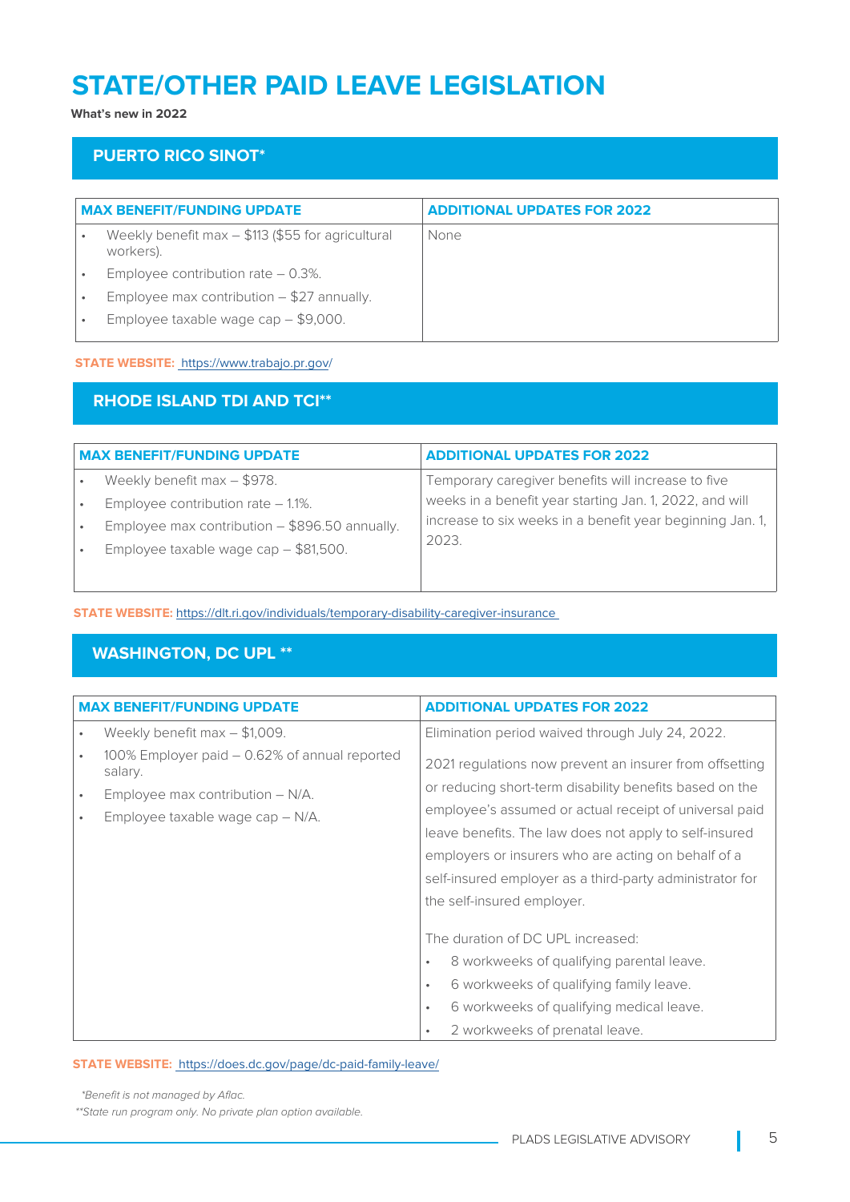# STATE/OTHER PAID LEAVE LEGISLATION

**What's new in 2022**

## PUERTO RICO SINOT*

| MAX BENEFIT/FUNDING UPDATE | ADDITIONAL UPDATES FOR 2022 |
|---|---|
| • Weekly benefit max – $113 ($55 for agricultural workers).<br>• Employee contribution rate – 0.3%.<br>• Employee max contribution – $27 annually.<br>• Employee taxable wage cap – $9,000. | None |

**STATE WEBSITE:** https://www.trabajo.pr.gov/

## RHODE ISLAND TDI AND TCI**

| MAX BENEFIT/FUNDING UPDATE | ADDITIONAL UPDATES FOR 2022 |
|---|---|
| • Weekly benefit max – $978.<br>• Employee contribution rate – 1.1%.<br>• Employee max contribution – $896.50 annually.<br>• Employee taxable wage cap – $81,500. | Temporary caregiver benefits will increase to five weeks in a benefit year starting Jan. 1, 2022, and will increase to six weeks in a benefit year beginning Jan. 1, 2023. |

**STATE WEBSITE:** https://dlt.ri.gov/individuals/temporary-disability-caregiver-insurance

## WASHINGTON, DC UPL **

| MAX BENEFIT/FUNDING UPDATE | ADDITIONAL UPDATES FOR 2022 |
|---|---|
| • Weekly benefit max – $1,009.<br>• 100% Employer paid – 0.62% of annual reported salary.<br>• Employee max contribution – N/A.<br>• Employee taxable wage cap – N/A. | Elimination period waived through July 24, 2022.<br><br>2021 regulations now prevent an insurer from offsetting or reducing short-term disability benefits based on the employee's assumed or actual receipt of universal paid leave benefits. The law does not apply to self-insured employers or insurers who are acting on behalf of a self-insured employer as a third-party administrator for the self-insured employer.<br><br>The duration of DC UPL increased:<br>• 8 workweeks of qualifying parental leave.<br>• 6 workweeks of qualifying family leave.<br>• 6 workweeks of qualifying medical leave.<br>• 2 workweeks of prenatal leave. |

**STATE WEBSITE:** https://does.dc.gov/page/dc-paid-family-leave/

*\*Benefit is not managed by Aflac.*

*\*\*State run program only. No private plan option available.*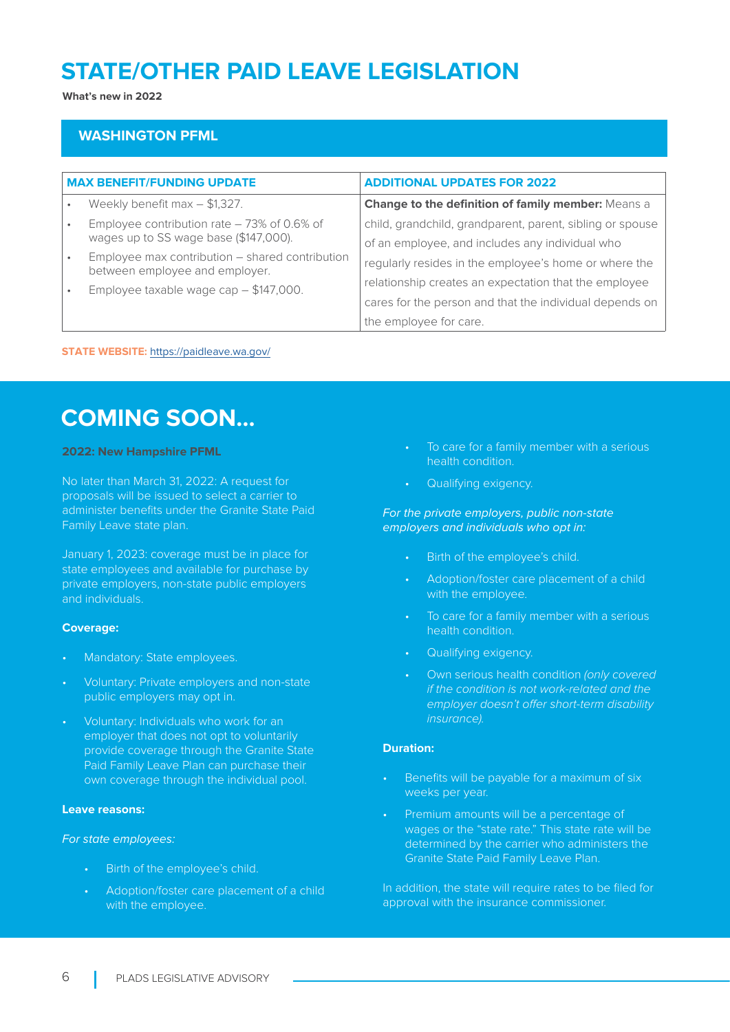# STATE/OTHER PAID LEAVE LEGISLATION

**What's new in 2022**

## WASHINGTON PFML

| MAX BENEFIT/FUNDING UPDATE | ADDITIONAL UPDATES FOR 2022 |
|---|---|
| • Weekly benefit max – $1,327.<br>• Employee contribution rate – 73% of 0.6% of wages up to SS wage base ($147,000).<br>• Employee max contribution – shared contribution between employee and employer.<br>• Employee taxable wage cap – $147,000. | **Change to the definition of family member:** Means a child, grandchild, grandparent, parent, sibling or spouse of an employee, and includes any individual who regularly resides in the employee's home or where the relationship creates an expectation that the employee cares for the person and that the individual depends on the employee for care. |

**STATE WEBSITE:** https://paidleave.wa.gov/

# COMING SOON...

**2022: New Hampshire PFML**

No later than March 31, 2022: A request for proposals will be issued to select a carrier to administer benefits under the Granite State Paid Family Leave state plan.

January 1, 2023: coverage must be in place for state employees and available for purchase by private employers, non-state public employers and individuals.

**Coverage:**

- Mandatory: State employees.
- Voluntary: Private employers and non-state public employers may opt in.
- Voluntary: Individuals who work for an employer that does not opt to voluntarily provide coverage through the Granite State Paid Family Leave Plan can purchase their own coverage through the individual pool.

**Leave reasons:**

*For state employees:*

- Birth of the employee's child.
- Adoption/foster care placement of a child with the employee.
- To care for a family member with a serious health condition.
- Qualifying exigency.

*For the private employers, public non-state employers and individuals who opt in:*

- Birth of the employee's child.
- Adoption/foster care placement of a child with the employee.
- To care for a family member with a serious health condition.
- Qualifying exigency.
- Own serious health condition *(only covered if the condition is not work-related and the employer doesn't offer short-term disability insurance).*

**Duration:**

- Benefits will be payable for a maximum of six weeks per year.
- Premium amounts will be a percentage of wages or the "state rate." This state rate will be determined by the carrier who administers the Granite State Paid Family Leave Plan.

In addition, the state will require rates to be filed for approval with the insurance commissioner.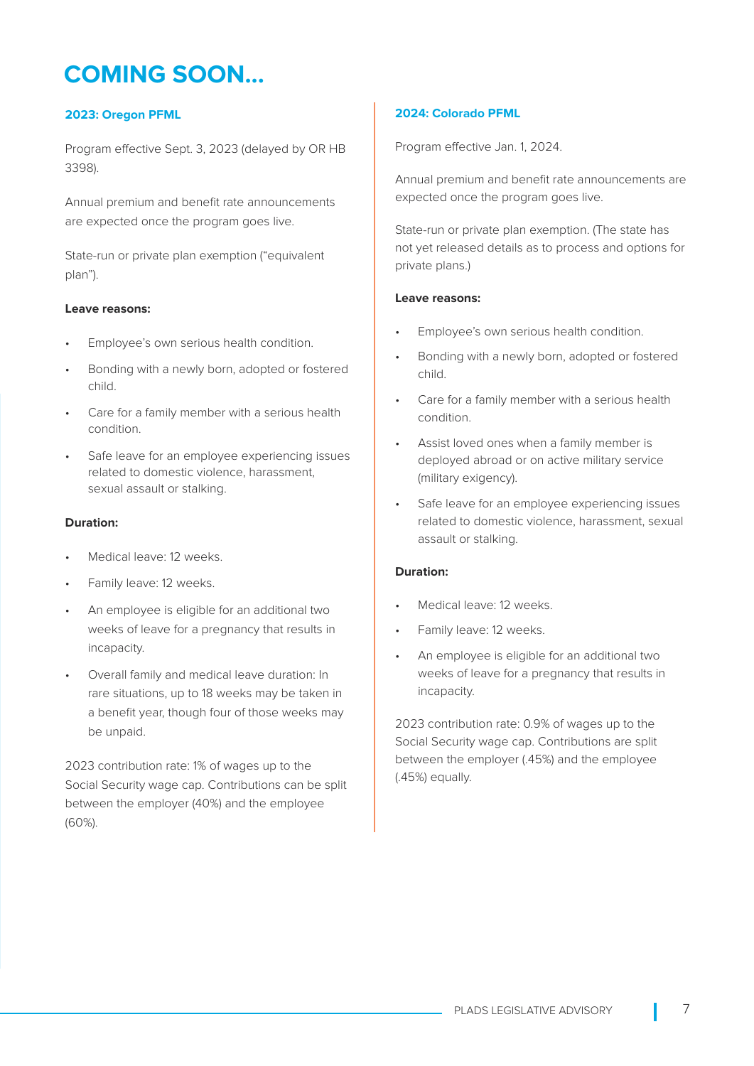# COMING SOON...

### 2023: Oregon PFML

Program effective Sept. 3, 2023 (delayed by OR HB 3398).

Annual premium and benefit rate announcements are expected once the program goes live.

State-run or private plan exemption ("equivalent plan").

**Leave reasons:**

- Employee's own serious health condition.
- Bonding with a newly born, adopted or fostered child.
- Care for a family member with a serious health condition.
- Safe leave for an employee experiencing issues related to domestic violence, harassment, sexual assault or stalking.

**Duration:**

- Medical leave: 12 weeks.
- Family leave: 12 weeks.
- An employee is eligible for an additional two weeks of leave for a pregnancy that results in incapacity.
- Overall family and medical leave duration: In rare situations, up to 18 weeks may be taken in a benefit year, though four of those weeks may be unpaid.

2023 contribution rate: 1% of wages up to the Social Security wage cap. Contributions can be split between the employer (40%) and the employee (60%).

### 2024: Colorado PFML

Program effective Jan. 1, 2024.

Annual premium and benefit rate announcements are expected once the program goes live.

State-run or private plan exemption. (The state has not yet released details as to process and options for private plans.)

**Leave reasons:**

- Employee's own serious health condition.
- Bonding with a newly born, adopted or fostered child.
- Care for a family member with a serious health condition.
- Assist loved ones when a family member is deployed abroad or on active military service (military exigency).
- Safe leave for an employee experiencing issues related to domestic violence, harassment, sexual assault or stalking.

**Duration:**

- Medical leave: 12 weeks.
- Family leave: 12 weeks.
- An employee is eligible for an additional two weeks of leave for a pregnancy that results in incapacity.

2023 contribution rate: 0.9% of wages up to the Social Security wage cap. Contributions are split between the employer (.45%) and the employee (.45%) equally.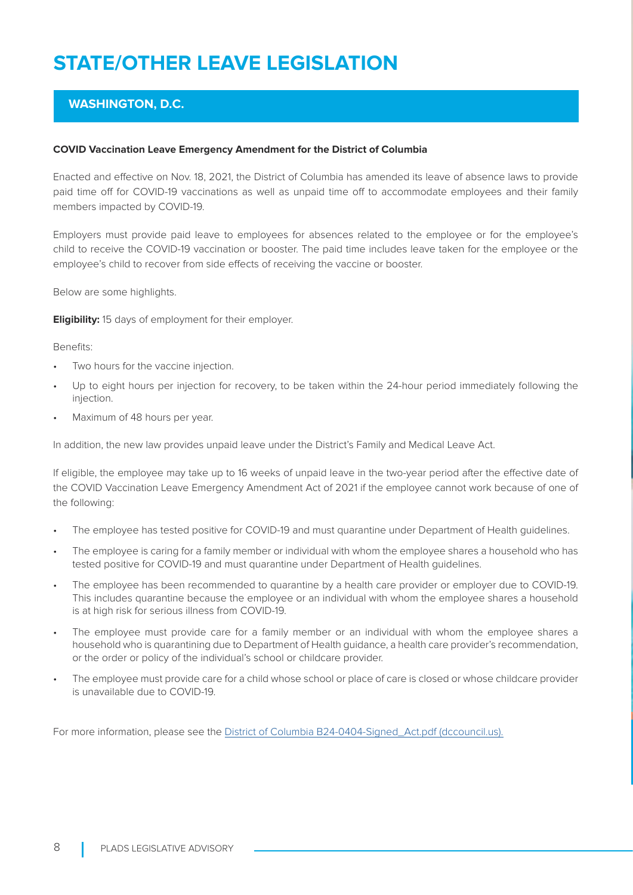# STATE/OTHER LEAVE LEGISLATION

## WASHINGTON, D.C.

**COVID Vaccination Leave Emergency Amendment for the District of Columbia**

Enacted and effective on Nov. 18, 2021, the District of Columbia has amended its leave of absence laws to provide paid time off for COVID-19 vaccinations as well as unpaid time off to accommodate employees and their family members impacted by COVID-19.

Employers must provide paid leave to employees for absences related to the employee or for the employee's child to receive the COVID-19 vaccination or booster. The paid time includes leave taken for the employee or the employee's child to recover from side effects of receiving the vaccine or booster.

Below are some highlights.

**Eligibility:** 15 days of employment for their employer.

Benefits:

- Two hours for the vaccine injection.
- Up to eight hours per injection for recovery, to be taken within the 24-hour period immediately following the injection.
- Maximum of 48 hours per year.

In addition, the new law provides unpaid leave under the District's Family and Medical Leave Act.

If eligible, the employee may take up to 16 weeks of unpaid leave in the two-year period after the effective date of the COVID Vaccination Leave Emergency Amendment Act of 2021 if the employee cannot work because of one of the following:

- The employee has tested positive for COVID-19 and must quarantine under Department of Health guidelines.
- The employee is caring for a family member or individual with whom the employee shares a household who has tested positive for COVID-19 and must quarantine under Department of Health guidelines.
- The employee has been recommended to quarantine by a health care provider or employer due to COVID-19. This includes quarantine because the employee or an individual with whom the employee shares a household is at high risk for serious illness from COVID-19.
- The employee must provide care for a family member or an individual with whom the employee shares a household who is quarantining due to Department of Health guidance, a health care provider's recommendation, or the order or policy of the individual's school or childcare provider.
- The employee must provide care for a child whose school or place of care is closed or whose childcare provider is unavailable due to COVID-19.

For more information, please see the District of Columbia B24-0404-Signed_Act.pdf (dccouncil.us).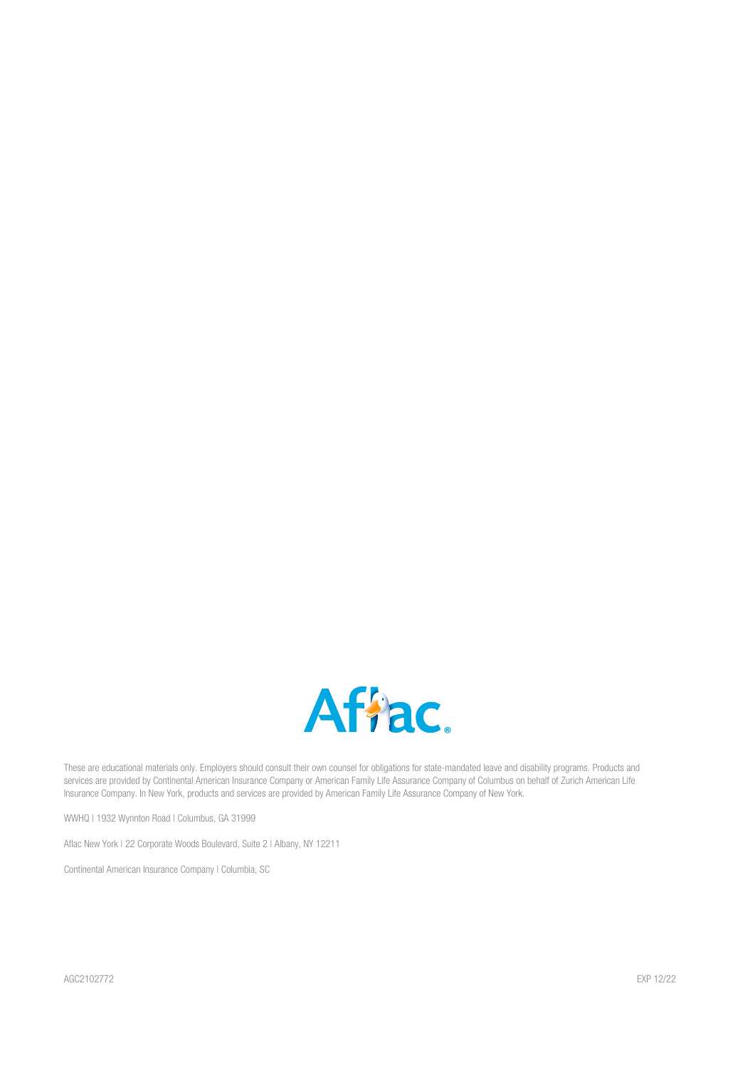Aflac

These are educational materials only. Employers should consult their own counsel for obligations for state-mandated leave and disability programs. Products and services are provided by Continental American Insurance Company or American Family Life Assurance Company of Columbus on behalf of Zurich American Life Insurance Company. In New York, products and services are provided by American Family Life Assurance Company of New York.

WWHQ | 1932 Wynnton Road | Columbus, GA 31999

Aflac New York | 22 Corporate Woods Boulevard, Suite 2 | Albany, NY 12211

Continental American Insurance Company | Columbia, SC

AGC2102772

EXP 12/22